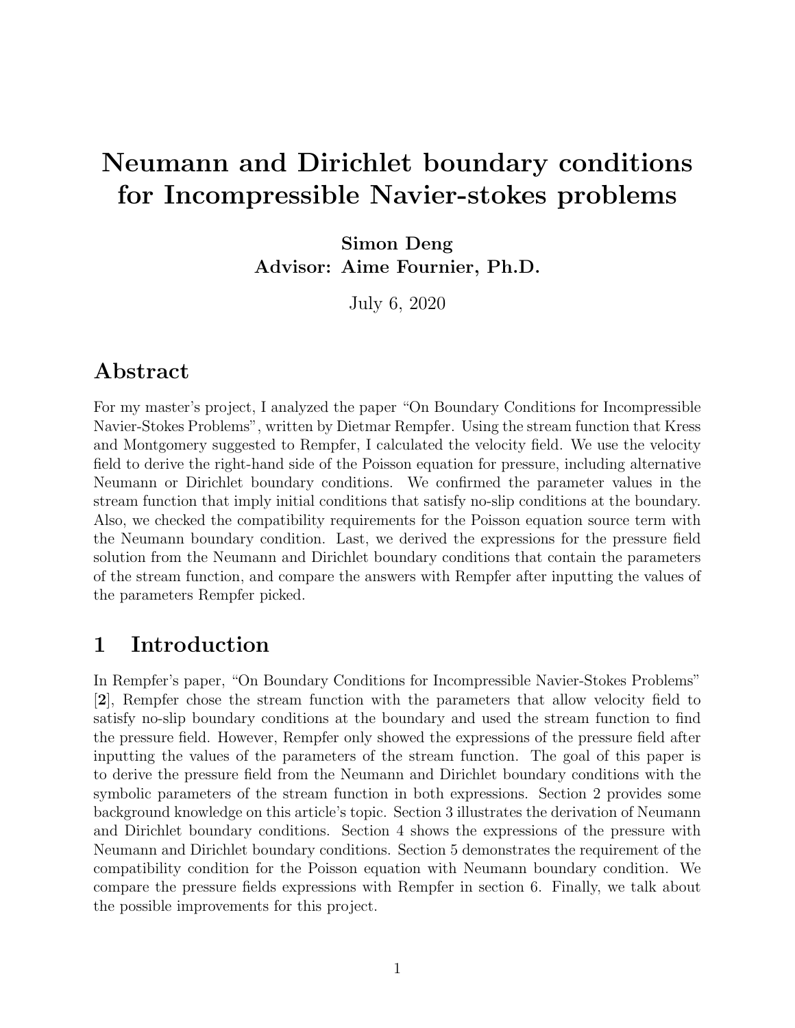# Neumann and Dirichlet boundary conditions for Incompressible Navier-stokes problems

**Simon Deng**
**Advisor: Aime Fournier, Ph.D.**

July 6, 2020

## Abstract

For my master's project, I analyzed the paper "On Boundary Conditions for Incompressible Navier-Stokes Problems", written by Dietmar Rempfer. Using the stream function that Kress and Montgomery suggested to Rempfer, I calculated the velocity field. We use the velocity field to derive the right-hand side of the Poisson equation for pressure, including alternative Neumann or Dirichlet boundary conditions. We confirmed the parameter values in the stream function that imply initial conditions that satisfy no-slip conditions at the boundary. Also, we checked the compatibility requirements for the Poisson equation source term with the Neumann boundary condition. Last, we derived the expressions for the pressure field solution from the Neumann and Dirichlet boundary conditions that contain the parameters of the stream function, and compare the answers with Rempfer after inputting the values of the parameters Rempfer picked.

## 1 Introduction

In Rempfer's paper, "On Boundary Conditions for Incompressible Navier-Stokes Problems" [**2**], Rempfer chose the stream function with the parameters that allow velocity field to satisfy no-slip boundary conditions at the boundary and used the stream function to find the pressure field. However, Rempfer only showed the expressions of the pressure field after inputting the values of the parameters of the stream function. The goal of this paper is to derive the pressure field from the Neumann and Dirichlet boundary conditions with the symbolic parameters of the stream function in both expressions. Section 2 provides some background knowledge on this article's topic. Section 3 illustrates the derivation of Neumann and Dirichlet boundary conditions. Section 4 shows the expressions of the pressure with Neumann and Dirichlet boundary conditions. Section 5 demonstrates the requirement of the compatibility condition for the Poisson equation with Neumann boundary condition. We compare the pressure fields expressions with Rempfer in section 6. Finally, we talk about the possible improvements for this project.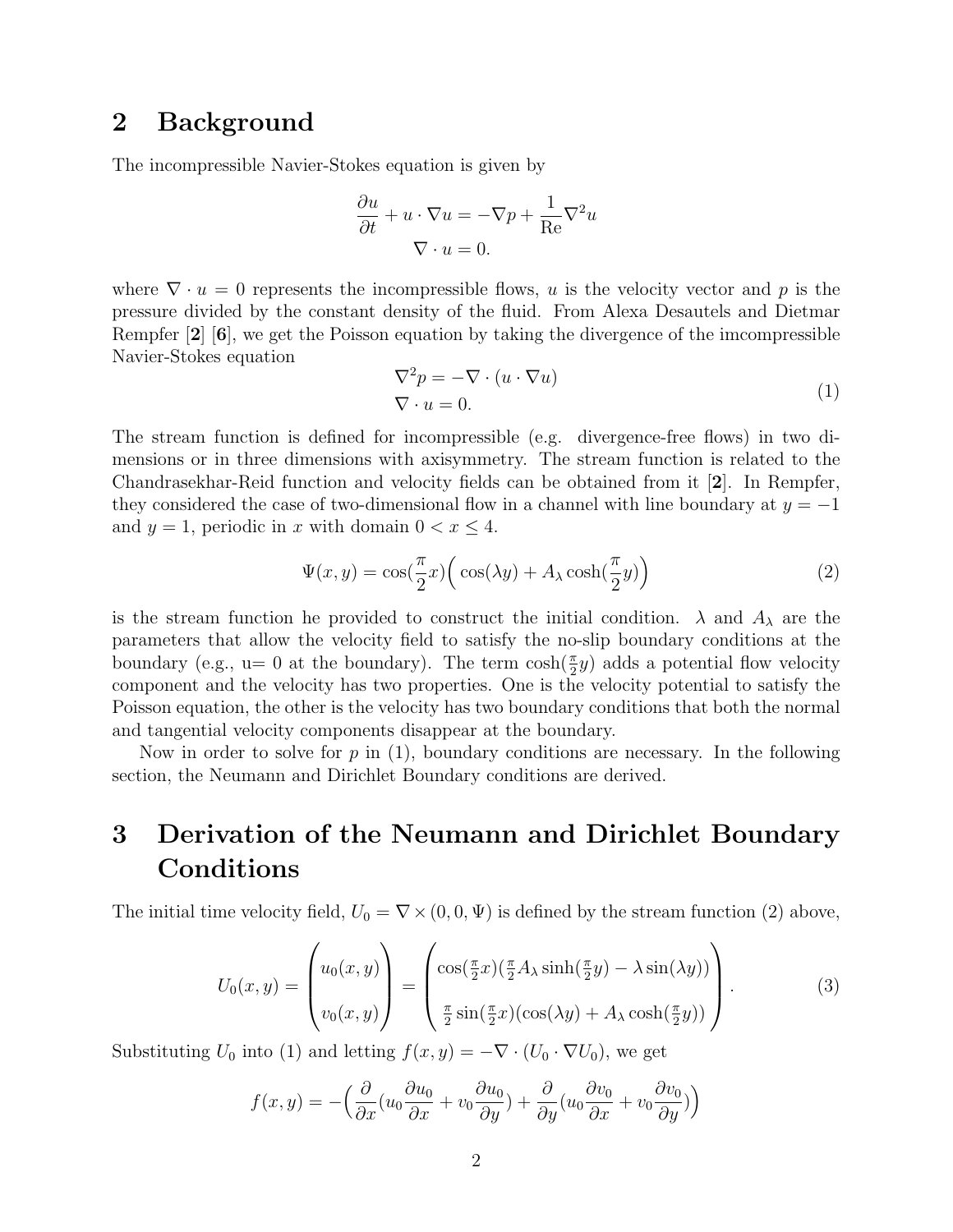## 2 Background

The incompressible Navier-Stokes equation is given by

$$\frac{\partial u}{\partial t} + u \cdot \nabla u = -\nabla p + \frac{1}{\text{Re}}\nabla^2 u$$
$$\nabla \cdot u = 0.$$

where $\nabla \cdot u = 0$ represents the incompressible flows, $u$ is the velocity vector and $p$ is the pressure divided by the constant density of the fluid. From Alexa Desautels and Dietmar Rempfer [**2**] [**6**], we get the Poisson equation by taking the divergence of the imcompressible Navier-Stokes equation

$$\begin{aligned} \nabla^2 p &= -\nabla \cdot (u \cdot \nabla u) \\ \nabla \cdot u &= 0. \end{aligned} \tag{1}$$

The stream function is defined for incompressible (e.g. divergence-free flows) in two dimensions or in three dimensions with axisymmetry. The stream function is related to the Chandrasekhar-Reid function and velocity fields can be obtained from it [**2**]. In Rempfer, they considered the case of two-dimensional flow in a channel with line boundary at $y = -1$ and $y = 1$, periodic in $x$ with domain $0 < x \leq 4$.

$$\Psi(x, y) = \cos(\frac{\pi}{2}x)\Big(\cos(\lambda y) + A_\lambda \cosh(\frac{\pi}{2}y)\Big) \tag{2}$$

is the stream function he provided to construct the initial condition. $\lambda$ and $A_\lambda$ are the parameters that allow the velocity field to satisfy the no-slip boundary conditions at the boundary (e.g., u= 0 at the boundary). The term $\cosh(\frac{\pi}{2}y)$ adds a potential flow velocity component and the velocity has two properties. One is the velocity potential to satisfy the Poisson equation, the other is the velocity has two boundary conditions that both the normal and tangential velocity components disappear at the boundary.

Now in order to solve for $p$ in (1), boundary conditions are necessary. In the following section, the Neumann and Dirichlet Boundary conditions are derived.

## 3 Derivation of the Neumann and Dirichlet Boundary Conditions

The initial time velocity field, $U_0 = \nabla \times (0, 0, \Psi)$ is defined by the stream function (2) above,

$$U_0(x, y) = \begin{pmatrix} u_0(x, y) \\ \\ v_0(x, y) \end{pmatrix} = \begin{pmatrix} \cos(\frac{\pi}{2}x)(\frac{\pi}{2}A_\lambda \sinh(\frac{\pi}{2}y) - \lambda \sin(\lambda y)) \\ \\ \frac{\pi}{2}\sin(\frac{\pi}{2}x)(\cos(\lambda y) + A_\lambda \cosh(\frac{\pi}{2}y)) \end{pmatrix}. \tag{3}$$

Substituting $U_0$ into (1) and letting $f(x, y) = -\nabla \cdot (U_0 \cdot \nabla U_0)$, we get

$$f(x, y) = -\Big(\frac{\partial}{\partial x}(u_0\frac{\partial u_0}{\partial x} + v_0\frac{\partial u_0}{\partial y}) + \frac{\partial}{\partial y}(u_0\frac{\partial v_0}{\partial x} + v_0\frac{\partial v_0}{\partial y})\Big)$$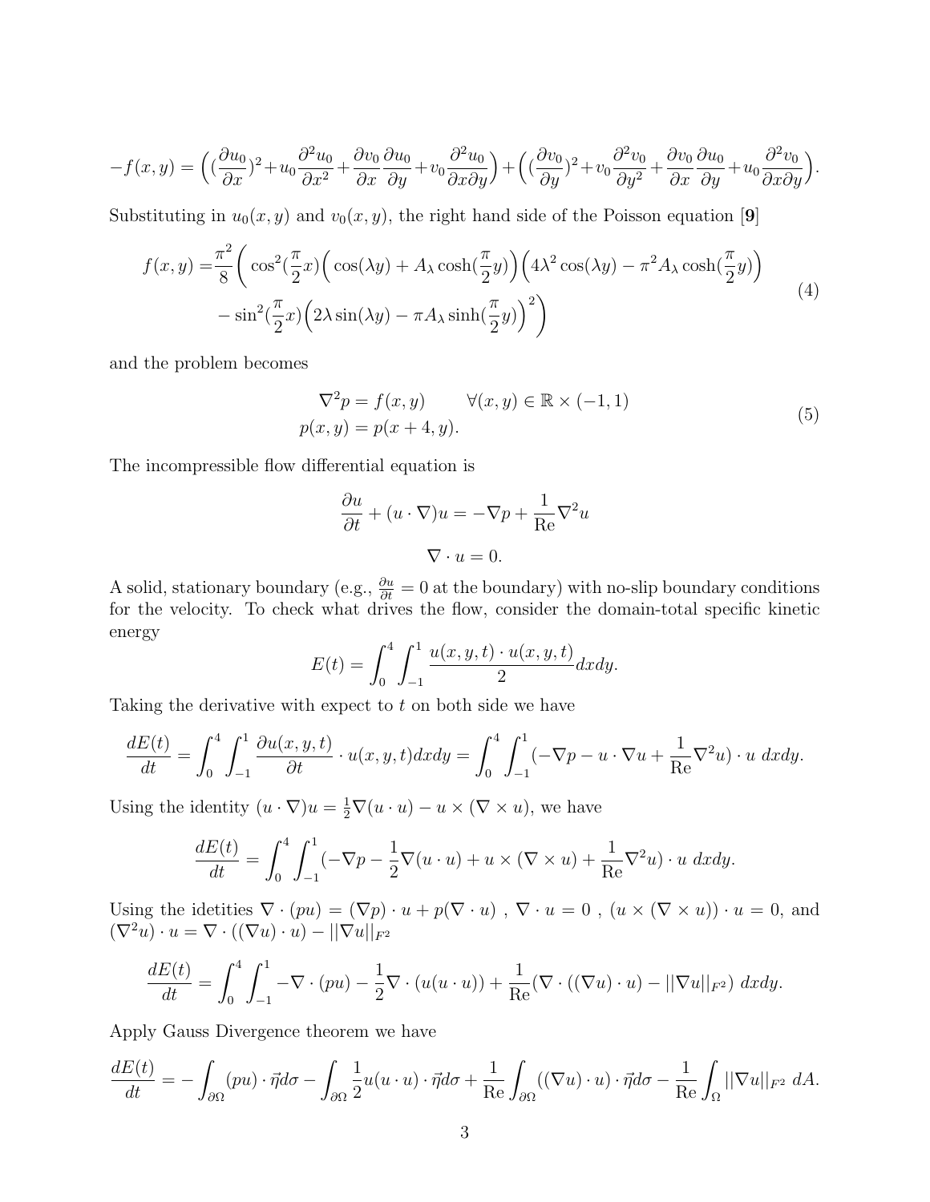$$-f(x,y) = \Big( (\frac{\partial u_0}{\partial x})^2 + u_0 \frac{\partial^2 u_0}{\partial x^2} + \frac{\partial v_0}{\partial x}\frac{\partial u_0}{\partial y} + v_0 \frac{\partial^2 u_0}{\partial x \partial y} \Big) + \Big( (\frac{\partial v_0}{\partial y})^2 + v_0 \frac{\partial^2 v_0}{\partial y^2} + \frac{\partial v_0}{\partial x}\frac{\partial u_0}{\partial y} + u_0 \frac{\partial^2 v_0}{\partial x \partial y} \Big).$$

Substituting in $u_0(x,y)$ and $v_0(x,y)$, the right hand side of the Poisson equation [**9**]

$$\begin{aligned} f(x,y) =& \frac{\pi^2}{8}\Bigg( \cos^2(\frac{\pi}{2}x)\Big(\cos(\lambda y) + A_\lambda \cosh(\frac{\pi}{2}y)\Big)\Big(4\lambda^2 \cos(\lambda y) - \pi^2 A_\lambda \cosh(\frac{\pi}{2}y)\Big) \\ & - \sin^2(\frac{\pi}{2}x)\Big(2\lambda \sin(\lambda y) - \pi A_\lambda \sinh(\frac{\pi}{2}y)\Big)^2 \Bigg) \end{aligned} \tag{4}$$

and the problem becomes

$$\begin{aligned} \nabla^2 p &= f(x,y) \qquad \forall (x,y) \in \mathbb{R} \times (-1,1) \\ p(x,y) &= p(x+4,y). \end{aligned} \tag{5}$$

The incompressible flow differential equation is

$$\frac{\partial u}{\partial t} + (u \cdot \nabla) u = -\nabla p + \frac{1}{\text{Re}} \nabla^2 u$$

$$\nabla \cdot u = 0.$$

A solid, stationary boundary (e.g., $\frac{\partial u}{\partial t} = 0$ at the boundary) with no-slip boundary conditions for the velocity. To check what drives the flow, consider the domain-total specific kinetic energy

$$E(t) = \int_0^4 \int_{-1}^1 \frac{u(x,y,t) \cdot u(x,y,t)}{2} dx dy.$$

Taking the derivative with expect to $t$ on both side we have

$$\frac{dE(t)}{dt} = \int_0^4 \int_{-1}^1 \frac{\partial u(x,y,t)}{\partial t} \cdot u(x,y,t) dx dy = \int_0^4 \int_{-1}^1 (-\nabla p - u \cdot \nabla u + \frac{1}{\text{Re}} \nabla^2 u) \cdot u \; dx dy.$$

Using the identity $(u \cdot \nabla) u = \frac{1}{2} \nabla (u \cdot u) - u \times (\nabla \times u)$, we have

$$\frac{dE(t)}{dt} = \int_0^4 \int_{-1}^1 (-\nabla p - \frac{1}{2} \nabla (u \cdot u) + u \times (\nabla \times u) + \frac{1}{\text{Re}} \nabla^2 u) \cdot u \; dx dy.$$

Using the idetities $\nabla \cdot (pu) = (\nabla p) \cdot u + p (\nabla \cdot u)$ , $\nabla \cdot u = 0$ , $(u \times (\nabla \times u)) \cdot u = 0$, and $(\nabla^2 u) \cdot u = \nabla \cdot ((\nabla u) \cdot u) - ||\nabla u||_{F^2}$

$$\frac{dE(t)}{dt} = \int_0^4 \int_{-1}^1 -\nabla \cdot (pu) - \frac{1}{2} \nabla \cdot (u (u \cdot u)) + \frac{1}{\text{Re}} (\nabla \cdot ((\nabla u) \cdot u) - ||\nabla u||_{F^2}) \; dx dy.$$

Apply Gauss Divergence theorem we have

$$\frac{dE(t)}{dt} = -\int_{\partial \Omega} (pu) \cdot \vec{\eta} d\sigma - \int_{\partial \Omega} \frac{1}{2} u (u \cdot u) \cdot \vec{\eta} d\sigma + \frac{1}{\text{Re}} \int_{\partial \Omega} ((\nabla u) \cdot u) \cdot \vec{\eta} d\sigma - \frac{1}{\text{Re}} \int_\Omega ||\nabla u||_{F^2} \; dA.$$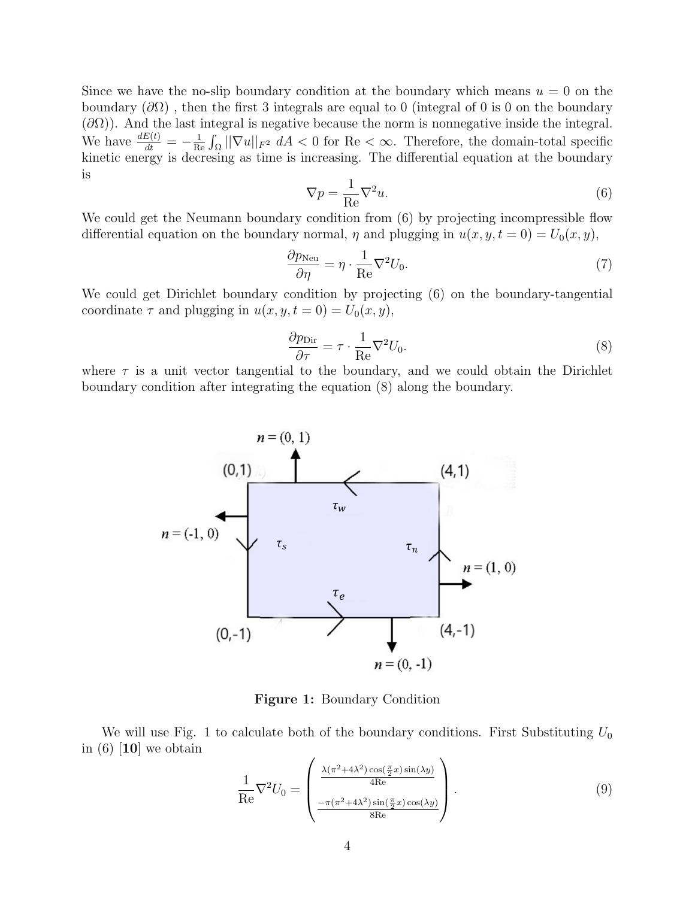Since we have the no-slip boundary condition at the boundary which means $u = 0$ on the boundary ($\partial\Omega$) , then the first 3 integrals are equal to 0 (integral of 0 is 0 on the boundary ($\partial\Omega$)). And the last integral is negative because the norm is nonnegative inside the integral. We have $\frac{dE(t)}{dt} = -\frac{1}{\mathrm{Re}}\int_{\Omega} ||\nabla u||_{F^2}\ dA < 0$ for $\mathrm{Re} < \infty$. Therefore, the domain-total specific kinetic energy is decresing as time is increasing. The differential equation at the boundary is

$$\nabla p = \frac{1}{\mathrm{Re}}\nabla^2 u. \tag{6}$$

We could get the Neumann boundary condition from (6) by projecting incompressible flow differential equation on the boundary normal, $\eta$ and plugging in $u(x, y, t = 0) = U_0(x, y)$,

$$\frac{\partial p_{\mathrm{Neu}}}{\partial \eta} = \eta \cdot \frac{1}{\mathrm{Re}}\nabla^2 U_0. \tag{7}$$

We could get Dirichlet boundary condition by projecting (6) on the boundary-tangential coordinate $\tau$ and plugging in $u(x, y, t = 0) = U_0(x, y)$,

$$\frac{\partial p_{\mathrm{Dir}}}{\partial \tau} = \tau \cdot \frac{1}{\mathrm{Re}}\nabla^2 U_0. \tag{8}$$

where $\tau$ is a unit vector tangential to the boundary, and we could obtain the Dirichlet boundary condition after integrating the equation (8) along the boundary.

**Figure 1:** Boundary Condition

We will use Fig. 1 to calculate both of the boundary conditions. First Substituting $U_0$ in (6) [**10**] we obtain

$$\frac{1}{\mathrm{Re}}\nabla^2 U_0 = \begin{pmatrix} \frac{\lambda(\pi^2+4\lambda^2)\cos(\frac{\pi}{2}x)\sin(\lambda y)}{4\mathrm{Re}} \\ \\ \frac{-\pi(\pi^2+4\lambda^2)\sin(\frac{\pi}{2}x)\cos(\lambda y)}{8\mathrm{Re}} \end{pmatrix}. \tag{9}$$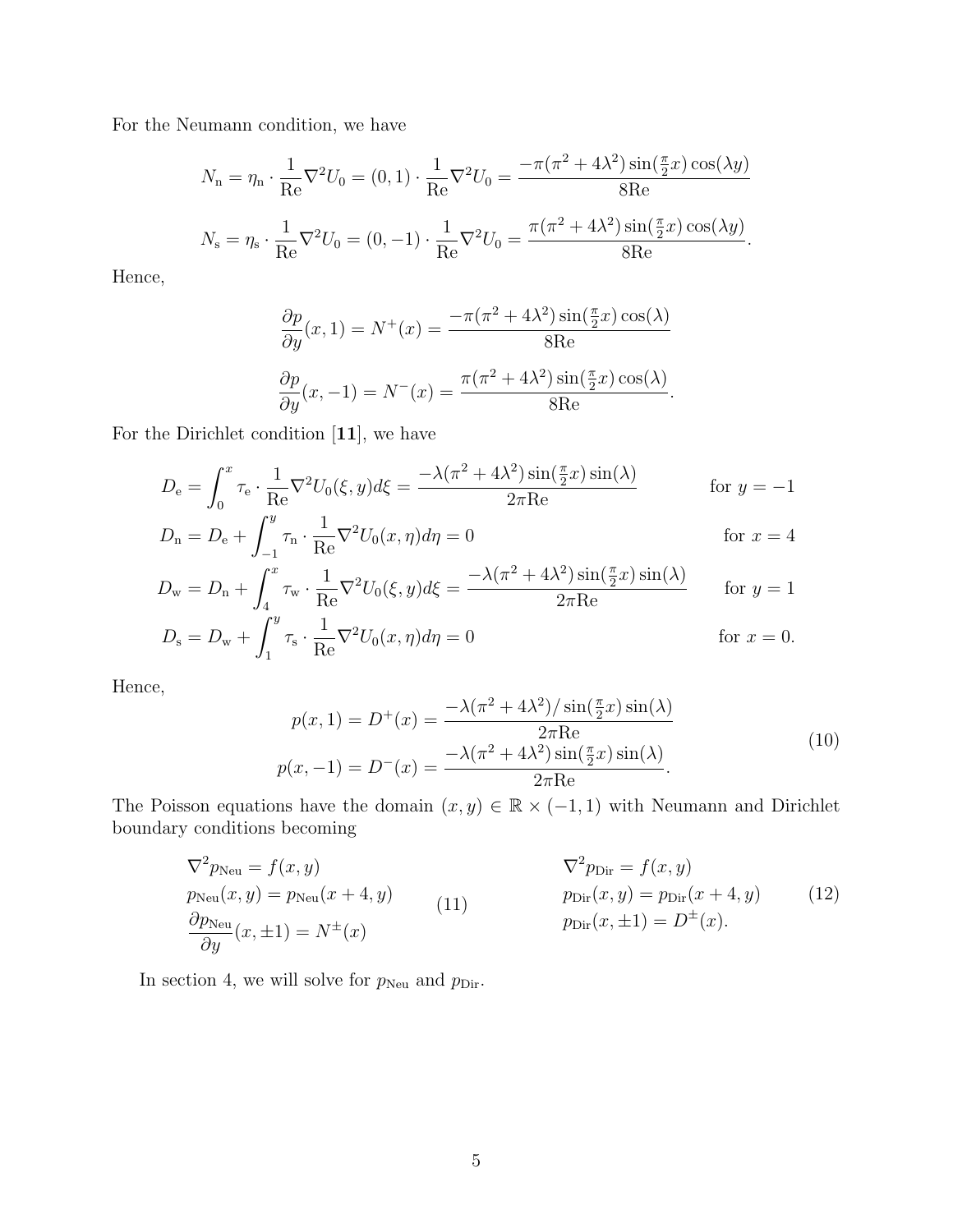For the Neumann condition, we have

$$N_{\rm n} = \eta_{\rm n} \cdot \frac{1}{\rm Re}\nabla^2 U_0 = (0,1) \cdot \frac{1}{\rm Re}\nabla^2 U_0 = \frac{-\pi(\pi^2+4\lambda^2)\sin(\frac{\pi}{2}x)\cos(\lambda y)}{8{\rm Re}}$$

$$N_{\rm s} = \eta_{\rm s} \cdot \frac{1}{\rm Re}\nabla^2 U_0 = (0,-1) \cdot \frac{1}{\rm Re}\nabla^2 U_0 = \frac{\pi(\pi^2+4\lambda^2)\sin(\frac{\pi}{2}x)\cos(\lambda y)}{8{\rm Re}}.$$

Hence,

$$\frac{\partial p}{\partial y}(x,1) = N^+(x) = \frac{-\pi(\pi^2+4\lambda^2)\sin(\frac{\pi}{2}x)\cos(\lambda)}{8{\rm Re}}$$

$$\frac{\partial p}{\partial y}(x,-1) = N^-(x) = \frac{\pi(\pi^2+4\lambda^2)\sin(\frac{\pi}{2}x)\cos(\lambda)}{8{\rm Re}}.$$

For the Dirichlet condition [**11**], we have

$$D_{\rm e} = \int_0^x \tau_{\rm e} \cdot \frac{1}{\rm Re}\nabla^2 U_0(\xi,y)d\xi = \frac{-\lambda(\pi^2+4\lambda^2)\sin(\frac{\pi}{2}x)\sin(\lambda)}{2\pi{\rm Re}} \qquad \text{for } y=-1$$

$$D_{\rm n} = D_{\rm e} + \int_{-1}^y \tau_{\rm n} \cdot \frac{1}{\rm Re}\nabla^2 U_0(x,\eta)d\eta = 0 \qquad \text{for } x=4$$

$$D_{\rm w} = D_{\rm n} + \int_4^x \tau_{\rm w} \cdot \frac{1}{\rm Re}\nabla^2 U_0(\xi,y)d\xi = \frac{-\lambda(\pi^2+4\lambda^2)\sin(\frac{\pi}{2}x)\sin(\lambda)}{2\pi{\rm Re}} \qquad \text{for } y=1$$

$$D_{\rm s} = D_{\rm w} + \int_1^y \tau_{\rm s} \cdot \frac{1}{\rm Re}\nabla^2 U_0(x,\eta)d\eta = 0 \qquad \text{for } x=0.$$

Hence,

$$\begin{aligned} p(x,1) = D^+(x) &= \frac{-\lambda(\pi^2+4\lambda^2)/\sin(\frac{\pi}{2}x)\sin(\lambda)}{2\pi{\rm Re}} \\ p(x,-1) = D^-(x) &= \frac{-\lambda(\pi^2+4\lambda^2)\sin(\frac{\pi}{2}x)\sin(\lambda)}{2\pi{\rm Re}}. \end{aligned} \tag{10}$$

The Poisson equations have the domain $(x,y) \in \mathbb{R} \times (-1,1)$ with Neumann and Dirichlet boundary conditions becoming

$$\begin{aligned} &\nabla^2 p_{\rm Neu} = f(x,y) \\ &p_{\rm Neu}(x,y) = p_{\rm Neu}(x+4,y) \\ &\frac{\partial p_{\rm Neu}}{\partial y}(x,\pm 1) = N^\pm(x) \end{aligned} \tag{11}$$

$$\begin{aligned} &\nabla^2 p_{\rm Dir} = f(x,y) \\ &p_{\rm Dir}(x,y) = p_{\rm Dir}(x+4,y) \\ &p_{\rm Dir}(x,\pm 1) = D^\pm(x). \end{aligned} \tag{12}$$

In section 4, we will solve for $p_{\rm Neu}$ and $p_{\rm Dir}$.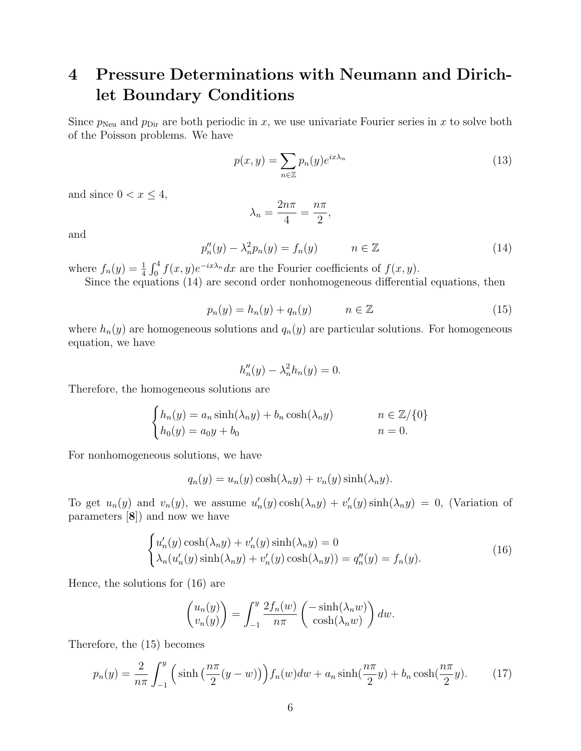# 4 Pressure Determinations with Neumann and Dirichlet Boundary Conditions

Since $p_{\text{Neu}}$ and $p_{\text{Dir}}$ are both periodic in $x$, we use univariate Fourier series in $x$ to solve both of the Poisson problems. We have

$$p(x,y) = \sum_{n\in\mathbb{Z}} p_n(y) e^{ix\lambda_n} \tag{13}$$

and since $0 < x \leq 4$,

$$\lambda_n = \frac{2n\pi}{4} = \frac{n\pi}{2},$$

and

$$p_n''(y) - \lambda_n^2 p_n(y) = f_n(y) \qquad n \in \mathbb{Z} \tag{14}$$

where $f_n(y) = \frac{1}{4}\int_0^4 f(x,y)e^{-ix\lambda_n}dx$ are the Fourier coefficients of $f(x,y)$.

Since the equations (14) are second order nonhomogeneous differential equations, then

$$p_n(y) = h_n(y) + q_n(y) \qquad n \in \mathbb{Z} \tag{15}$$

where $h_n(y)$ are homogeneous solutions and $q_n(y)$ are particular solutions. For homogeneous equation, we have

$$h_n''(y) - \lambda_n^2 h_n(y) = 0.$$

Therefore, the homogeneous solutions are

$$\begin{cases} h_n(y) = a_n \sinh(\lambda_n y) + b_n \cosh(\lambda_n y) & n \in \mathbb{Z}/\{0\} \\ h_0(y) = a_0 y + b_0 & n = 0. \end{cases}$$

For nonhomogeneous solutions, we have

$$q_n(y) = u_n(y)\cosh(\lambda_n y) + v_n(y)\sinh(\lambda_n y).$$

To get $u_n(y)$ and $v_n(y)$, we assume $u_n'(y)\cosh(\lambda_n y) + v_n'(y)\sinh(\lambda_n y) = 0$, (Variation of parameters [**8**]) and now we have

$$\begin{cases} u_n'(y)\cosh(\lambda_n y) + v_n'(y)\sinh(\lambda_n y) = 0 \\ \lambda_n(u_n'(y)\sinh(\lambda_n y) + v_n'(y)\cosh(\lambda_n y)) = q_n''(y) = f_n(y). \end{cases} \tag{16}$$

Hence, the solutions for (16) are

$$\begin{pmatrix} u_n(y) \\ v_n(y) \end{pmatrix} = \int_{-1}^{y} \frac{2f_n(w)}{n\pi} \begin{pmatrix} -\sinh(\lambda_n w) \\ \cosh(\lambda_n w) \end{pmatrix} dw.$$

Therefore, the (15) becomes

$$p_n(y) = \frac{2}{n\pi}\int_{-1}^{y} \Big(\sinh\big(\frac{n\pi}{2}(y-w)\big)\Big) f_n(w)dw + a_n \sinh(\frac{n\pi}{2}y) + b_n \cosh(\frac{n\pi}{2}y). \tag{17}$$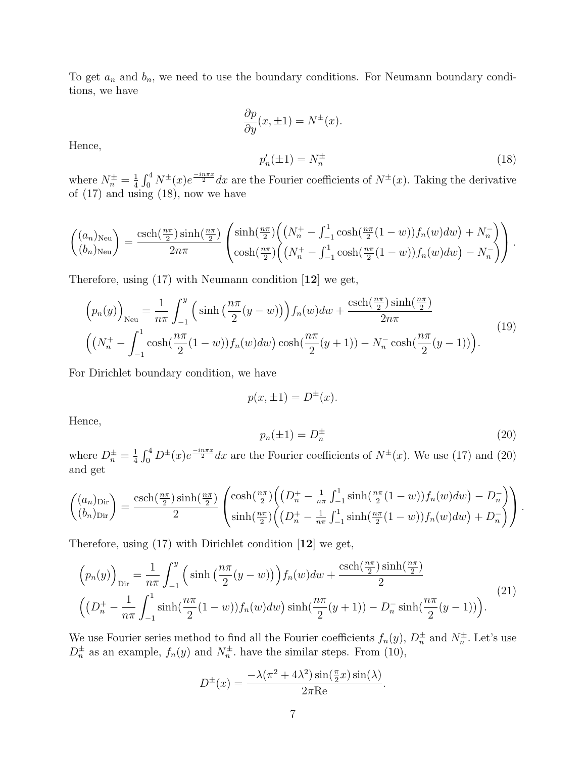To get $a_n$ and $b_n$, we need to use the boundary conditions. For Neumann boundary conditions, we have

$$\frac{\partial p}{\partial y}(x, \pm 1) = N^{\pm}(x).$$

Hence,

$$p_n'(\pm 1) = N_n^{\pm} \tag{18}$$

where $N_n^{\pm} = \frac{1}{4}\int_0^4 N^{\pm}(x)e^{\frac{-in\pi x}{2}}dx$ are the Fourier coefficients of $N^{\pm}(x)$. Taking the derivative of (17) and using (18), now we have

$$\begin{pmatrix}(a_n)_{\text{Neu}}\\(b_n)_{\text{Neu}}\end{pmatrix} = \frac{\operatorname{csch}(\frac{n\pi}{2})\sinh(\frac{n\pi}{2})}{2n\pi}\begin{pmatrix}\sinh(\frac{n\pi}{2})\Big(\big(N_n^+ - \int_{-1}^1 \cosh(\frac{n\pi}{2}(1-w))f_n(w)dw\big) + N_n^-\Big)\\ \cosh(\frac{n\pi}{2})\Big(\big(N_n^+ - \int_{-1}^1 \cosh(\frac{n\pi}{2}(1-w))f_n(w)dw\big) - N_n^-\Big)\end{pmatrix}.$$

Therefore, using (17) with Neumann condition [**12**] we get,

$$\begin{aligned}\Big(p_n(y)\Big)_{\text{Neu}} &= \frac{1}{n\pi}\int_{-1}^{y}\Big(\sinh\big(\frac{n\pi}{2}(y-w)\big)\Big)f_n(w)dw + \frac{\operatorname{csch}(\frac{n\pi}{2})\sinh(\frac{n\pi}{2})}{2n\pi}\\ &\Big(\big(N_n^+ - \int_{-1}^1 \cosh(\frac{n\pi}{2}(1-w))f_n(w)dw\big)\cosh(\frac{n\pi}{2}(y+1)) - N_n^-\cosh(\frac{n\pi}{2}(y-1))\Big).\end{aligned} \tag{19}$$

For Dirichlet boundary condition, we have

$$p(x, \pm 1) = D^{\pm}(x).$$

Hence,

$$p_n(\pm 1) = D_n^{\pm} \tag{20}$$

where $D_n^{\pm} = \frac{1}{4}\int_0^4 D^{\pm}(x)e^{\frac{-in\pi x}{2}}dx$ are the Fourier coefficients of $N^{\pm}(x)$. We use (17) and (20) and get

$$\begin{pmatrix}(a_n)_{\text{Dir}}\\(b_n)_{\text{Dir}}\end{pmatrix} = \frac{\operatorname{csch}(\frac{n\pi}{2})\sinh(\frac{n\pi}{2})}{2}\begin{pmatrix}\cosh(\frac{n\pi}{2})\Big(\big(D_n^+ - \frac{1}{n\pi}\int_{-1}^1 \sinh(\frac{n\pi}{2}(1-w))f_n(w)dw\big) - D_n^-\Big)\\ \sinh(\frac{n\pi}{2})\Big(\big(D_n^+ - \frac{1}{n\pi}\int_{-1}^1 \sinh(\frac{n\pi}{2}(1-w))f_n(w)dw\big) + D_n^-\Big)\end{pmatrix}.$$

Therefore, using (17) with Dirichlet condition [**12**] we get,

$$\begin{aligned}\Big(p_n(y)\Big)_{\text{Dir}} &= \frac{1}{n\pi}\int_{-1}^{y}\Big(\sinh\big(\frac{n\pi}{2}(y-w)\big)\Big)f_n(w)dw + \frac{\operatorname{csch}(\frac{n\pi}{2})\sinh(\frac{n\pi}{2})}{2}\\ &\Big(\big(D_n^+ - \frac{1}{n\pi}\int_{-1}^1 \sinh(\frac{n\pi}{2}(1-w))f_n(w)dw\big)\sinh(\frac{n\pi}{2}(y+1)) - D_n^-\sinh(\frac{n\pi}{2}(y-1))\Big).\end{aligned} \tag{21}$$

We use Fourier series method to find all the Fourier coefficients $f_n(y)$, $D_n^{\pm}$ and $N_n^{\pm}$. Let's use $D_n^{\pm}$ as an example, $f_n(y)$ and $N_n^{\pm}$. have the similar steps. From (10),

$$D^{\pm}(x) = \frac{-\lambda(\pi^2+4\lambda^2)\sin(\frac{\pi}{2}x)\sin(\lambda)}{2\pi\text{Re}}.$$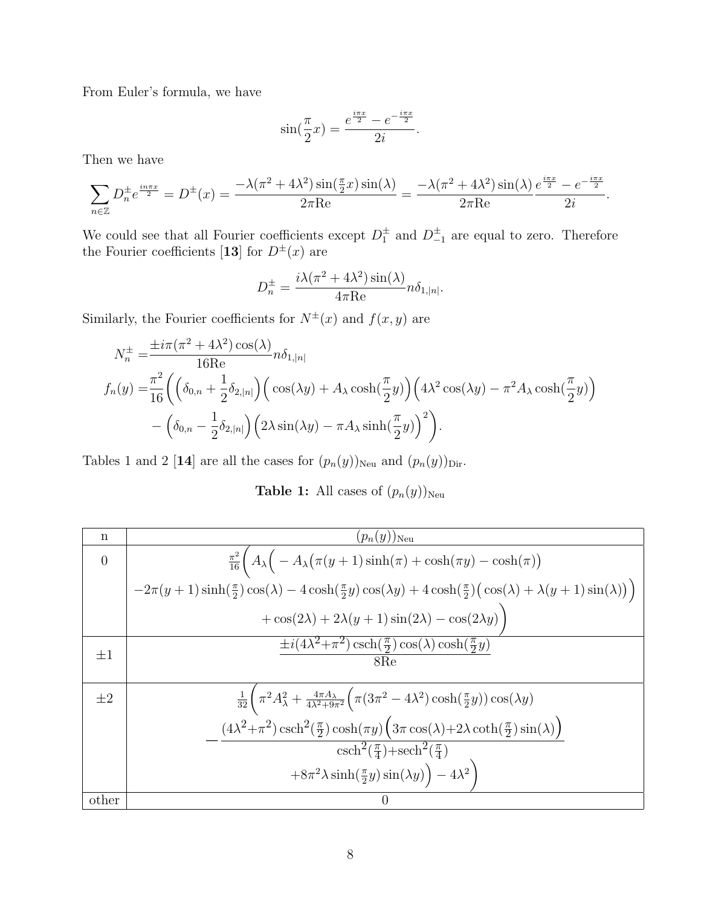From Euler's formula, we have

$$\sin(\frac{\pi}{2}x) = \frac{e^{\frac{i\pi x}{2}} - e^{-\frac{i\pi x}{2}}}{2i}.$$

Then we have

$$\sum_{n\in\mathbb{Z}} D_n^{\pm} e^{\frac{in\pi x}{2}} = D^{\pm}(x) = \frac{-\lambda(\pi^2+4\lambda^2)\sin(\frac{\pi}{2}x)\sin(\lambda)}{2\pi\mathrm{Re}} = \frac{-\lambda(\pi^2+4\lambda^2)\sin(\lambda)}{2\pi\mathrm{Re}} \frac{e^{\frac{i\pi x}{2}} - e^{-\frac{i\pi x}{2}}}{2i}.$$

We could see that all Fourier coefficients except $D_1^{\pm}$ and $D_{-1}^{\pm}$ are equal to zero. Therefore the Fourier coefficients [**13**] for $D^{\pm}(x)$ are

$$D_n^{\pm} = \frac{i\lambda(\pi^2+4\lambda^2)\sin(\lambda)}{4\pi\mathrm{Re}} n\delta_{1,|n|}.$$

Similarly, the Fourier coefficients for $N^{\pm}(x)$ and $f(x,y)$ are

$$\begin{aligned}
N_n^{\pm} =& \frac{\pm i\pi(\pi^2+4\lambda^2)\cos(\lambda)}{16\mathrm{Re}} n\delta_{1,|n|} \\
f_n(y) =& \frac{\pi^2}{16}\bigg(\Big(\delta_{0,n} + \frac{1}{2}\delta_{2,|n|}\Big)\Big(\cos(\lambda y) + A_\lambda \cosh(\frac{\pi}{2}y)\Big)\Big(4\lambda^2\cos(\lambda y) - \pi^2 A_\lambda \cosh(\frac{\pi}{2}y)\Big) \\
& - \Big(\delta_{0,n} - \frac{1}{2}\delta_{2,|n|}\Big)\Big(2\lambda\sin(\lambda y) - \pi A_\lambda \sinh(\frac{\pi}{2}y)\Big)^2\bigg).
\end{aligned}$$

Tables 1 and 2 [**14**] are all the cases for $(p_n(y))_{\mathrm{Neu}}$ and $(p_n(y))_{\mathrm{Dir}}$.

**Table 1:** All cases of $(p_n(y))_{\mathrm{Neu}}$

| n | $(p_n(y))_{\mathrm{Neu}}$ |
|---|---|
| 0 | $\frac{\pi^2}{16}\bigg(A_\lambda\Big(-A_\lambda\big(\pi(y+1)\sinh(\pi)+\cosh(\pi y)-\cosh(\pi)\big) -2\pi(y+1)\sinh(\frac{\pi}{2})\cos(\lambda) - 4\cosh(\frac{\pi}{2}y)\cos(\lambda y) + 4\cosh(\frac{\pi}{2})\big(\cos(\lambda)+\lambda(y+1)\sin(\lambda)\big)\Big) + \cos(2\lambda) + 2\lambda(y+1)\sin(2\lambda) - \cos(2\lambda y)\bigg)$ |
| $\pm1$ | $\frac{\pm i(4\lambda^2+\pi^2)\operatorname{csch}(\frac{\pi}{2})\cos(\lambda)\cosh(\frac{\pi}{2}y)}{8\mathrm{Re}}$ |
| $\pm2$ | $\frac{1}{32}\bigg(\pi^2 A_\lambda^2 + \frac{4\pi A_\lambda}{4\lambda^2+9\pi^2}\Big(\pi(3\pi^2-4\lambda^2)\cosh(\frac{\pi}{2}y))\cos(\lambda y) - \frac{(4\lambda^2+\pi^2)\operatorname{csch}^2(\frac{\pi}{2})\cosh(\pi y)\big(3\pi\cos(\lambda)+2\lambda\coth(\frac{\pi}{2})\sin(\lambda)\big)}{\operatorname{csch}^2(\frac{\pi}{4})+\operatorname{sech}^2(\frac{\pi}{4})} + 8\pi^2\lambda\sinh(\frac{\pi}{2}y)\sin(\lambda y)\Big) - 4\lambda^2\bigg)$ |
| other | 0 |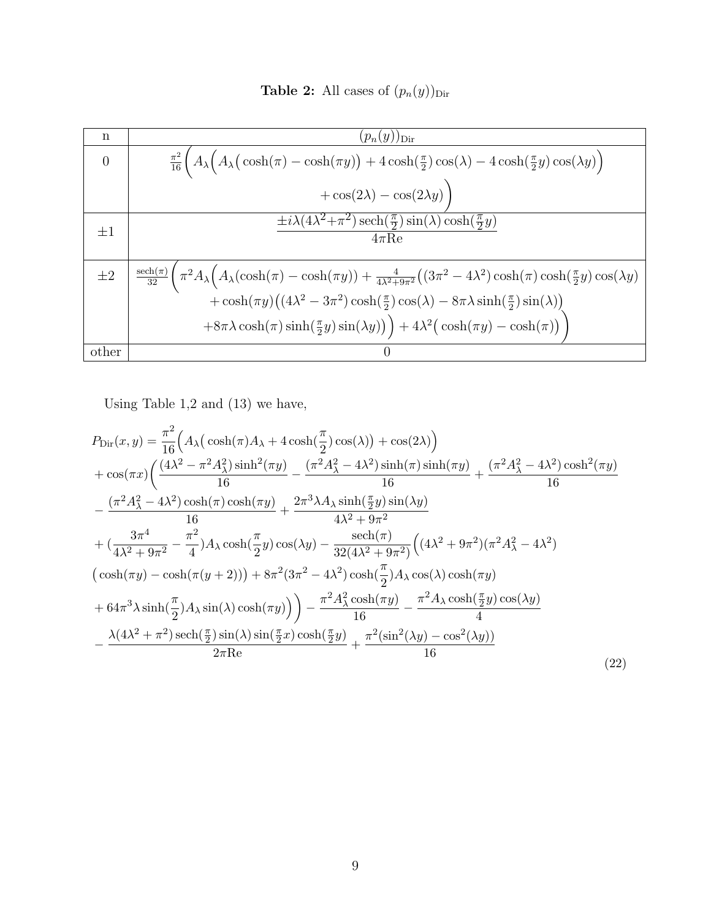**Table 2:** All cases of $(p_n(y))_{\mathrm{Dir}}$

| n | $(p_n(y))_{\mathrm{Dir}}$ |
|---|---|
| 0 | $\frac{\pi^2}{16}\Big(A_\lambda\Big(A_\lambda\big(\cosh(\pi)-\cosh(\pi y)\big)+4\cosh(\frac{\pi}{2})\cos(\lambda)-4\cosh(\frac{\pi}{2}y)\cos(\lambda y)\Big)+\cos(2\lambda)-\cos(2\lambda y)\Big)$ |
| $\pm 1$ | $\dfrac{\pm i\lambda(4\lambda^2+\pi^2)\,\mathrm{sech}(\frac{\pi}{2})\sin(\lambda)\cosh(\frac{\pi}{2}y)}{4\pi \mathrm{Re}}$ |
| $\pm 2$ | $\frac{\mathrm{sech}(\pi)}{32}\Big(\pi^2 A_\lambda\Big(A_\lambda(\cosh(\pi)-\cosh(\pi y))+\frac{4}{4\lambda^2+9\pi^2}\big((3\pi^2-4\lambda^2)\cosh(\pi)\cosh(\frac{\pi}{2}y)\cos(\lambda y)+\cosh(\pi y)\big((4\lambda^2-3\pi^2)\cosh(\frac{\pi}{2})\cos(\lambda)-8\pi\lambda\sinh(\frac{\pi}{2})\sin(\lambda)\big)+8\pi\lambda\cosh(\pi)\sinh(\frac{\pi}{2}y)\sin(\lambda y)\big)\Big)+4\lambda^2\big(\cosh(\pi y)-\cosh(\pi)\big)\Big)$ |
| other | 0 |

Using Table 1,2 and (13) we have,

$$
\begin{aligned}
P_{\mathrm{Dir}}(x,y) &= \frac{\pi^2}{16}\Big(A_\lambda\big(\cosh(\pi)A_\lambda+4\cosh(\frac{\pi}{2})\cos(\lambda)\big)+\cos(2\lambda)\Big)\\
&+\cos(\pi x)\Big(\frac{(4\lambda^2-\pi^2A_\lambda^2)\sinh^2(\pi y)}{16}-\frac{(\pi^2A_\lambda^2-4\lambda^2)\sinh(\pi)\sinh(\pi y)}{16}+\frac{(\pi^2A_\lambda^2-4\lambda^2)\cosh^2(\pi y)}{16}\\
&-\frac{(\pi^2A_\lambda^2-4\lambda^2)\cosh(\pi)\cosh(\pi y)}{16}+\frac{2\pi^3\lambda A_\lambda\sinh(\frac{\pi}{2}y)\sin(\lambda y)}{4\lambda^2+9\pi^2}\\
&+(\frac{3\pi^4}{4\lambda^2+9\pi^2}-\frac{\pi^2}{4})A_\lambda\cosh(\frac{\pi}{2}y)\cos(\lambda y)-\frac{\mathrm{sech}(\pi)}{32(4\lambda^2+9\pi^2)}\Big((4\lambda^2+9\pi^2)(\pi^2A_\lambda^2-4\lambda^2)\\
&\big(\cosh(\pi y)-\cosh(\pi(y+2))\big)+8\pi^2(3\pi^2-4\lambda^2)\cosh(\frac{\pi}{2})A_\lambda\cos(\lambda)\cosh(\pi y)\\
&+64\pi^3\lambda\sinh(\frac{\pi}{2})A_\lambda\sin(\lambda)\cosh(\pi y)\Big)\Big)-\frac{\pi^2A_\lambda^2\cosh(\pi y)}{16}-\frac{\pi^2A_\lambda\cosh(\frac{\pi}{2}y)\cos(\lambda y)}{4}\\
&-\frac{\lambda(4\lambda^2+\pi^2)\,\mathrm{sech}(\frac{\pi}{2})\sin(\lambda)\sin(\frac{\pi}{2}x)\cosh(\frac{\pi}{2}y)}{2\pi\mathrm{Re}}+\frac{\pi^2(\sin^2(\lambda y)-\cos^2(\lambda y))}{16}
\end{aligned}
\tag{22}
$$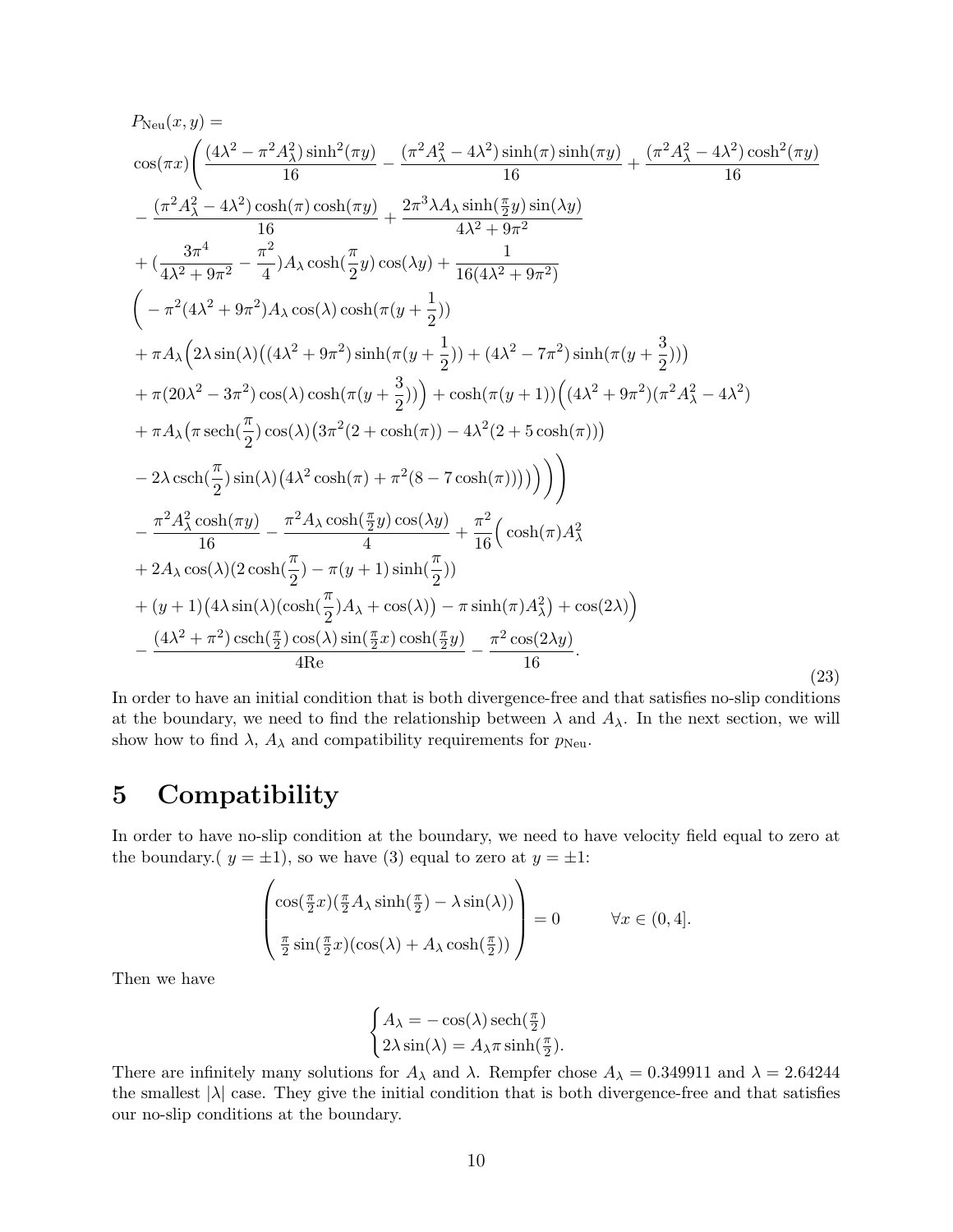$$
\begin{aligned}
&P_{\mathrm{Neu}}(x,y) = \\
&\cos(\pi x)\Bigg(\frac{(4\lambda^2-\pi^2A_\lambda^2)\sinh^2(\pi y)}{16} - \frac{(\pi^2A_\lambda^2-4\lambda^2)\sinh(\pi)\sinh(\pi y)}{16} + \frac{(\pi^2A_\lambda^2-4\lambda^2)\cosh^2(\pi y)}{16} \\
&- \frac{(\pi^2A_\lambda^2-4\lambda^2)\cosh(\pi)\cosh(\pi y)}{16} + \frac{2\pi^3\lambda A_\lambda \sinh(\frac{\pi}{2}y)\sin(\lambda y)}{4\lambda^2+9\pi^2} \\
&+ (\frac{3\pi^4}{4\lambda^2+9\pi^2} - \frac{\pi^2}{4})A_\lambda\cosh(\frac{\pi}{2}y)\cos(\lambda y) + \frac{1}{16(4\lambda^2+9\pi^2)} \\
&\Big( -\pi^2(4\lambda^2+9\pi^2)A_\lambda\cos(\lambda)\cosh(\pi(y+\frac{1}{2})) \\
&+ \pi A_\lambda\Big(2\lambda\sin(\lambda)\big((4\lambda^2+9\pi^2)\sinh(\pi(y+\frac{1}{2})) + (4\lambda^2-7\pi^2)\sinh(\pi(y+\frac{3}{2}))\big) \\
&+ \pi(20\lambda^2-3\pi^2)\cos(\lambda)\cosh(\pi(y+\frac{3}{2}))\Big) + \cosh(\pi(y+1))\Big((4\lambda^2+9\pi^2)(\pi^2A_\lambda^2-4\lambda^2) \\
&+ \pi A_\lambda\big(\pi\,\mathrm{sech}(\frac{\pi}{2})\cos(\lambda)\big(3\pi^2(2+\cosh(\pi)) - 4\lambda^2(2+5\cosh(\pi))\big) \\
&- 2\lambda\,\mathrm{csch}(\frac{\pi}{2})\sin(\lambda)\big(4\lambda^2\cosh(\pi) + \pi^2(8-7\cosh(\pi))\big)\big)\Big)\Big)\Bigg) \\
&- \frac{\pi^2A_\lambda^2\cosh(\pi y)}{16} - \frac{\pi^2A_\lambda\cosh(\frac{\pi}{2}y)\cos(\lambda y)}{4} + \frac{\pi^2}{16}\Big(\cosh(\pi)A_\lambda^2 \\
&+ 2A_\lambda\cos(\lambda)(2\cosh(\frac{\pi}{2}) - \pi(y+1)\sinh(\frac{\pi}{2})) \\
&+ (y+1)\big(4\lambda\sin(\lambda)(\cosh(\frac{\pi}{2})A_\lambda + \cos(\lambda)) - \pi\sinh(\pi)A_\lambda^2\big) + \cos(2\lambda)\Big) \\
&- \frac{(4\lambda^2+\pi^2)\,\mathrm{csch}(\frac{\pi}{2})\cos(\lambda)\sin(\frac{\pi}{2}x)\cosh(\frac{\pi}{2}y)}{4\mathrm{Re}} - \frac{\pi^2\cos(2\lambda y)}{16}.
\end{aligned}
\tag{23}
$$

In order to have an initial condition that is both divergence-free and that satisfies no-slip conditions at the boundary, we need to find the relationship between $\lambda$ and $A_\lambda$. In the next section, we will show how to find $\lambda$, $A_\lambda$ and compatibility requirements for $p_{\mathrm{Neu}}$.

# 5 Compatibility

In order to have no-slip condition at the boundary, we need to have velocity field equal to zero at the boundary.( $y = \pm 1$), so we have (3) equal to zero at $y = \pm 1$:

$$
\begin{pmatrix}
\cos(\frac{\pi}{2}x)(\frac{\pi}{2}A_\lambda\sinh(\frac{\pi}{2}) - \lambda\sin(\lambda)) \\
\\
\frac{\pi}{2}\sin(\frac{\pi}{2}x)(\cos(\lambda) + A_\lambda\cosh(\frac{\pi}{2}))
\end{pmatrix} = 0 \qquad \forall x \in (0,4].
$$

Then we have

$$
\begin{cases}
A_\lambda = -\cos(\lambda)\,\mathrm{sech}(\frac{\pi}{2}) \\
2\lambda\sin(\lambda) = A_\lambda\pi\sinh(\frac{\pi}{2}).
\end{cases}
$$

There are infinitely many solutions for $A_\lambda$ and $\lambda$. Rempfer chose $A_\lambda = 0.349911$ and $\lambda = 2.64244$ the smallest $|\lambda|$ case. They give the initial condition that is both divergence-free and that satisfies our no-slip conditions at the boundary.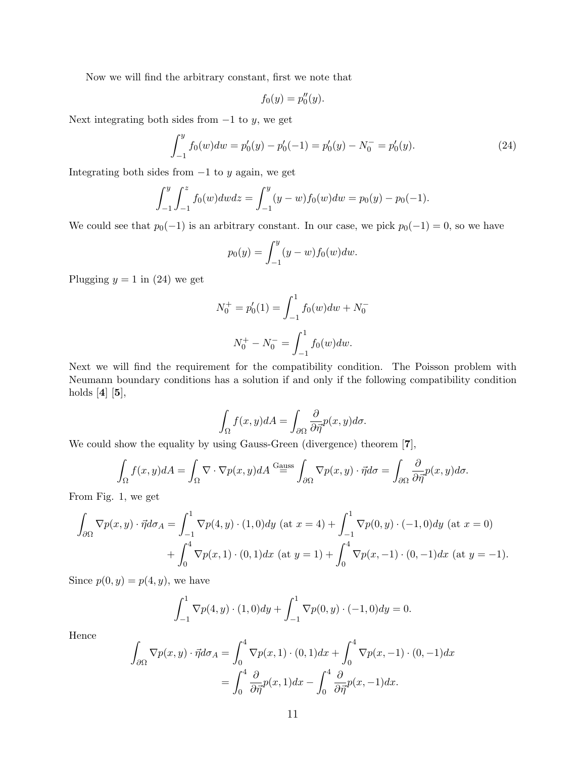Now we will find the arbitrary constant, first we note that

$$f_0(y) = p_0''(y).$$

Next integrating both sides from $-1$ to $y$, we get

$$\int_{-1}^{y} f_0(w)dw = p_0'(y) - p_0'(-1) = p_0'(y) - N_0^- = p_0'(y). \tag{24}$$

Integrating both sides from $-1$ to $y$ again, we get

$$\int_{-1}^{y}\int_{-1}^{z} f_0(w)dwdz = \int_{-1}^{y}(y-w)f_0(w)dw = p_0(y) - p_0(-1).$$

We could see that $p_0(-1)$ is an arbitrary constant. In our case, we pick $p_0(-1) = 0$, so we have

$$p_0(y) = \int_{-1}^{y}(y-w)f_0(w)dw.$$

Plugging $y = 1$ in (24) we get

$$N_0^+ = p_0'(1) = \int_{-1}^{1} f_0(w)dw + N_0^-$$

$$N_0^+ - N_0^- = \int_{-1}^{1} f_0(w)dw.$$

Next we will find the requirement for the compatibility condition. The Poisson problem with Neumann boundary conditions has a solution if and only if the following compatibility condition holds [**4**] [**5**],

$$\int_{\Omega} f(x,y)dA = \int_{\partial\Omega} \frac{\partial}{\partial\vec{\eta}}p(x,y)d\sigma.$$

We could show the equality by using Gauss-Green (divergence) theorem [**7**],

$$\int_{\Omega} f(x,y)dA = \int_{\Omega} \nabla\cdot\nabla p(x,y)dA \overset{\text{Gauss}}{=} \int_{\partial\Omega} \nabla p(x,y)\cdot\vec{\eta}d\sigma = \int_{\partial\Omega} \frac{\partial}{\partial\vec{\eta}}p(x,y)d\sigma.$$

From Fig. 1, we get

$$\begin{aligned}\int_{\partial\Omega} \nabla p(x,y)\cdot\vec{\eta}d\sigma_A = &\int_{-1}^{1} \nabla p(4,y)\cdot(1,0)dy \text{ (at } x=4) + \int_{-1}^{1} \nabla p(0,y)\cdot(-1,0)dy \text{ (at } x=0)\\ &+ \int_{0}^{4} \nabla p(x,1)\cdot(0,1)dx \text{ (at } y=1) + \int_{0}^{4} \nabla p(x,-1)\cdot(0,-1)dx \text{ (at } y=-1).\end{aligned}$$

Since $p(0,y) = p(4,y)$, we have

$$\int_{-1}^{1} \nabla p(4,y)\cdot(1,0)dy + \int_{-1}^{1} \nabla p(0,y)\cdot(-1,0)dy = 0.$$

Hence

$$\begin{aligned}\int_{\partial\Omega} \nabla p(x,y)\cdot\vec{\eta}d\sigma_A &= \int_{0}^{4} \nabla p(x,1)\cdot(0,1)dx + \int_{0}^{4} \nabla p(x,-1)\cdot(0,-1)dx\\ &= \int_{0}^{4} \frac{\partial}{\partial\vec{\eta}}p(x,1)dx - \int_{0}^{4} \frac{\partial}{\partial\vec{\eta}}p(x,-1)dx.\end{aligned}$$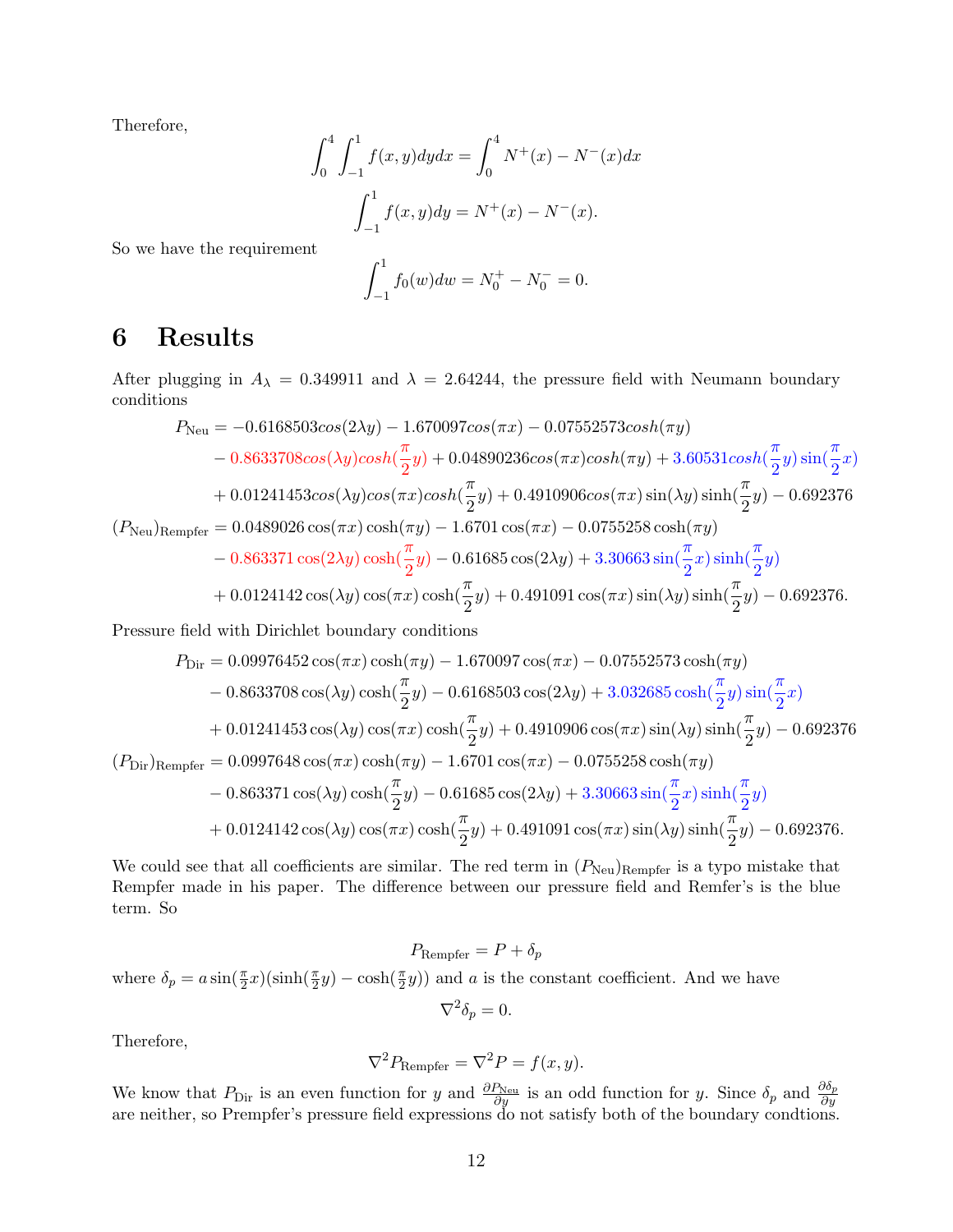Therefore,

$$\int_0^4 \int_{-1}^1 f(x,y)dydx = \int_0^4 N^+(x) - N^-(x)dx$$

$$\int_{-1}^1 f(x,y)dy = N^+(x) - N^-(x).$$

So we have the requirement

$$\int_{-1}^1 f_0(w)dw = N_0^+ - N_0^- = 0.$$

# 6 Results

After plugging in $A_\lambda = 0.349911$ and $\lambda = 2.64244$, the pressure field with Neumann boundary conditions

$$\begin{aligned}
P_{\text{Neu}} &= -0.6168503cos(2\lambda y) - 1.670097cos(\pi x) - 0.07552573cosh(\pi y) \\
&\quad - 0.8633708cos(\lambda y)cosh(\frac{\pi}{2}y) + 0.04890236cos(\pi x)cosh(\pi y) + 3.60531cosh(\frac{\pi}{2}y)\sin(\frac{\pi}{2}x) \\
&\quad + 0.01241453cos(\lambda y)cos(\pi x)cosh(\frac{\pi}{2}y) + 0.4910906cos(\pi x)\sin(\lambda y)\sinh(\frac{\pi}{2}y) - 0.692376 \\
(P_{\text{Neu}})_{\text{Rempfer}} &= 0.0489026\cos(\pi x)\cosh(\pi y) - 1.6701\cos(\pi x) - 0.0755258\cosh(\pi y) \\
&\quad - 0.863371\cos(2\lambda y)\cosh(\frac{\pi}{2}y) - 0.61685\cos(2\lambda y) + 3.30663\sin(\frac{\pi}{2}x)\sinh(\frac{\pi}{2}y) \\
&\quad + 0.0124142\cos(\lambda y)\cos(\pi x)\cosh(\frac{\pi}{2}y) + 0.491091\cos(\pi x)\sin(\lambda y)\sinh(\frac{\pi}{2}y) - 0.692376.
\end{aligned}$$

Pressure field with Dirichlet boundary conditions

$$\begin{aligned}
P_{\text{Dir}} &= 0.09976452\cos(\pi x)\cosh(\pi y) - 1.670097\cos(\pi x) - 0.07552573\cosh(\pi y) \\
&\quad - 0.8633708\cos(\lambda y)\cosh(\frac{\pi}{2}y) - 0.6168503\cos(2\lambda y) + 3.032685\cosh(\frac{\pi}{2}y)\sin(\frac{\pi}{2}x) \\
&\quad + 0.01241453\cos(\lambda y)\cos(\pi x)\cosh(\frac{\pi}{2}y) + 0.4910906\cos(\pi x)\sin(\lambda y)\sinh(\frac{\pi}{2}y) - 0.692376 \\
(P_{\text{Dir}})_{\text{Rempfer}} &= 0.0997648\cos(\pi x)\cosh(\pi y) - 1.6701\cos(\pi x) - 0.0755258\cosh(\pi y) \\
&\quad - 0.863371\cos(\lambda y)\cosh(\frac{\pi}{2}y) - 0.61685\cos(2\lambda y) + 3.30663\sin(\frac{\pi}{2}x)\sinh(\frac{\pi}{2}y) \\
&\quad + 0.0124142\cos(\lambda y)\cos(\pi x)\cosh(\frac{\pi}{2}y) + 0.491091\cos(\pi x)\sin(\lambda y)\sinh(\frac{\pi}{2}y) - 0.692376.
\end{aligned}$$

We could see that all coefficients are similar. The red term in $(P_{\text{Neu}})_{\text{Rempfer}}$ is a typo mistake that Rempfer made in his paper. The difference between our pressure field and Remfer's is the blue term. So

$$P_{\text{Rempfer}} = P + \delta_p$$

where $\delta_p = a\sin(\frac{\pi}{2}x)(\sinh(\frac{\pi}{2}y) - \cosh(\frac{\pi}{2}y))$ and $a$ is the constant coefficient. And we have

$$\nabla^2\delta_p = 0.$$

Therefore,

$$\nabla^2 P_{\text{Rempfer}} = \nabla^2 P = f(x,y).$$

We know that $P_{\text{Dir}}$ is an even function for $y$ and $\frac{\partial P_{\text{Neu}}}{\partial y}$ is an odd function for $y$. Since $\delta_p$ and $\frac{\partial \delta_p}{\partial y}$ are neither, so Prempfer's pressure field expressions do not satisfy both of the boundary condtions.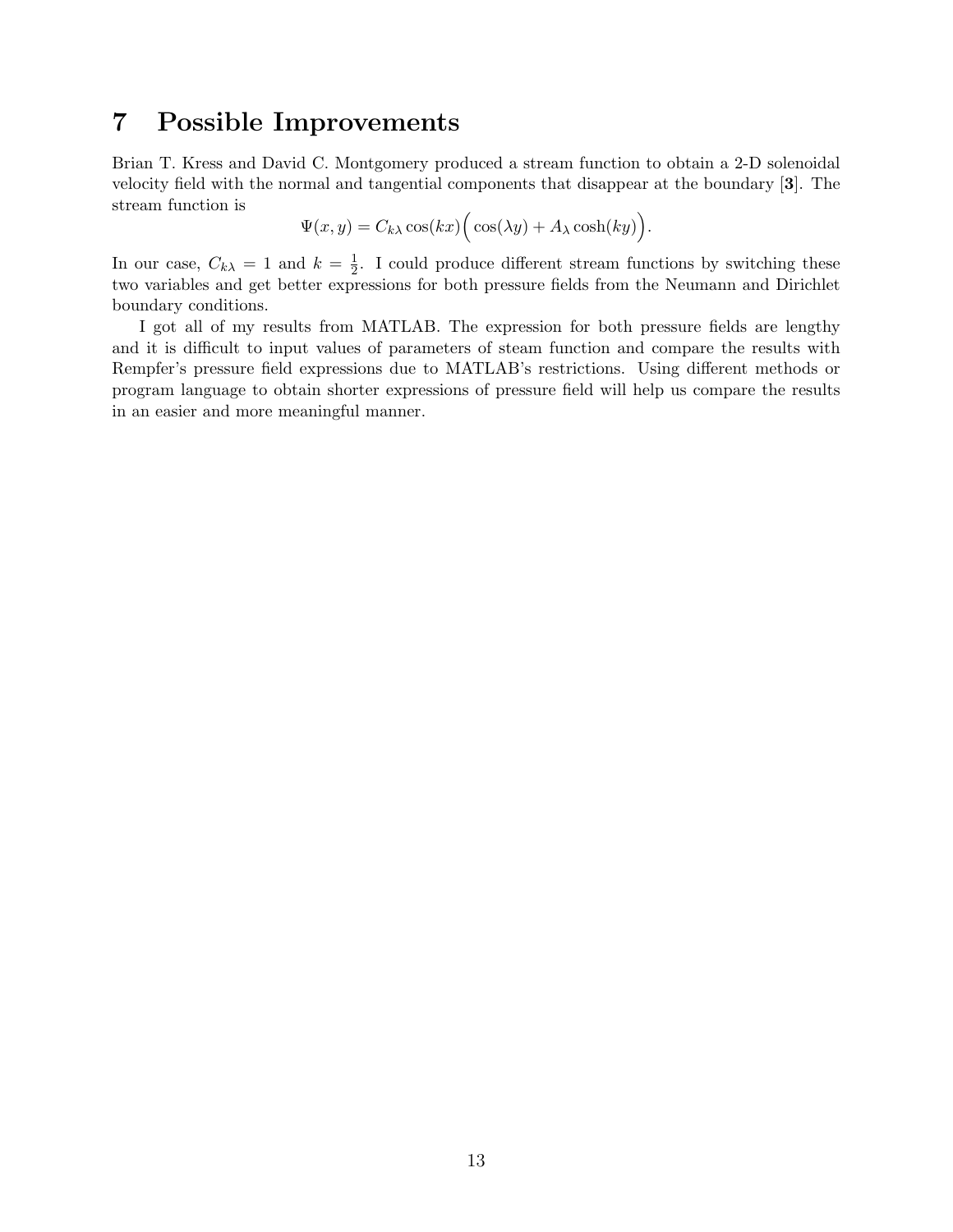# 7 Possible Improvements

Brian T. Kress and David C. Montgomery produced a stream function to obtain a 2-D solenoidal velocity field with the normal and tangential components that disappear at the boundary [**3**]. The stream function is

$$\Psi(x, y) = C_{k\lambda} \cos(kx)\Big(\cos(\lambda y) + A_\lambda \cosh(ky)\Big).$$

In our case, $C_{k\lambda} = 1$ and $k = \frac{1}{2}$. I could produce different stream functions by switching these two variables and get better expressions for both pressure fields from the Neumann and Dirichlet boundary conditions.

I got all of my results from MATLAB. The expression for both pressure fields are lengthy and it is difficult to input values of parameters of steam function and compare the results with Rempfer's pressure field expressions due to MATLAB's restrictions. Using different methods or program language to obtain shorter expressions of pressure field will help us compare the results in an easier and more meaningful manner.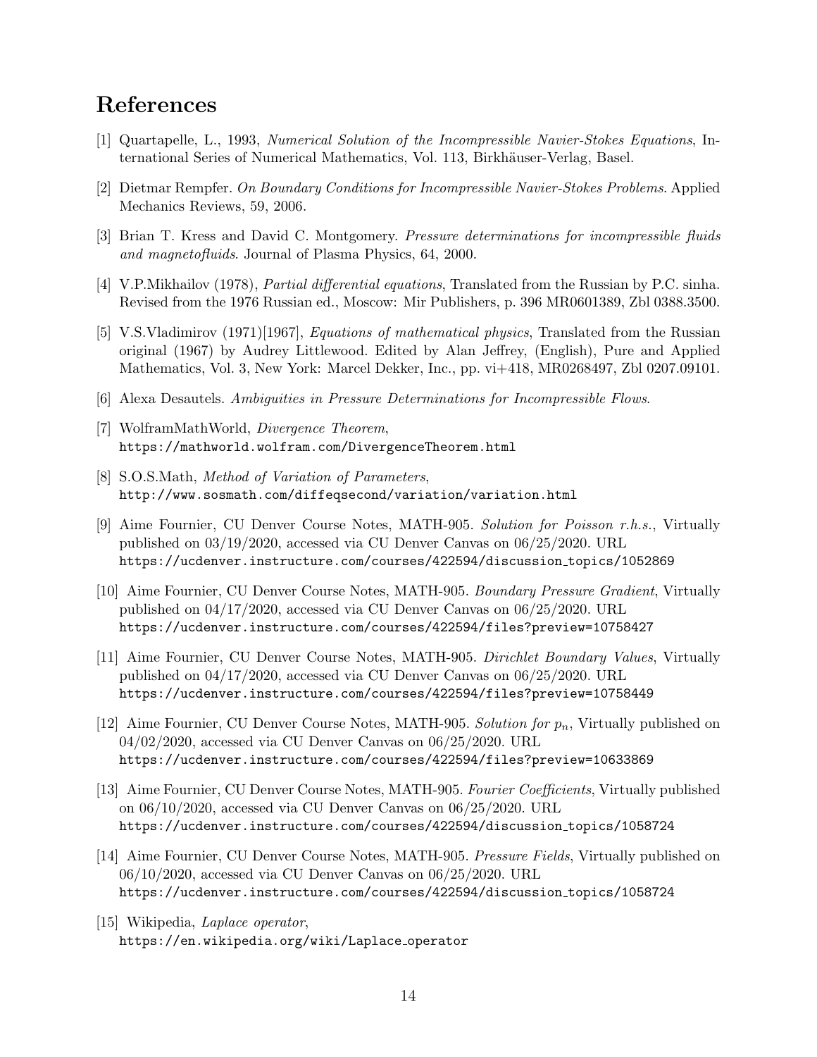# References

[1] Quartapelle, L., 1993, *Numerical Solution of the Incompressible Navier-Stokes Equations*, International Series of Numerical Mathematics, Vol. 113, Birkhäuser-Verlag, Basel.

[2] Dietmar Rempfer. *On Boundary Conditions for Incompressible Navier-Stokes Problems*. Applied Mechanics Reviews, 59, 2006.

[3] Brian T. Kress and David C. Montgomery. *Pressure determinations for incompressible fluids and magnetofluids*. Journal of Plasma Physics, 64, 2000.

[4] V.P.Mikhailov (1978), *Partial differential equations*, Translated from the Russian by P.C. sinha. Revised from the 1976 Russian ed., Moscow: Mir Publishers, p. 396 MR0601389, Zbl 0388.3500.

[5] V.S.Vladimirov (1971)[1967], *Equations of mathematical physics*, Translated from the Russian original (1967) by Audrey Littlewood. Edited by Alan Jeffrey, (English), Pure and Applied Mathematics, Vol. 3, New York: Marcel Dekker, Inc., pp. vi+418, MR0268497, Zbl 0207.09101.

[6] Alexa Desautels. *Ambiguities in Pressure Determinations for Incompressible Flows*.

[7] WolframMathWorld, *Divergence Theorem*,
`https://mathworld.wolfram.com/DivergenceTheorem.html`

[8] S.O.S.Math, *Method of Variation of Parameters*,
`http://www.sosmath.com/diffeqsecond/variation/variation.html`

[9] Aime Fournier, CU Denver Course Notes, MATH-905. *Solution for Poisson r.h.s.*, Virtually published on 03/19/2020, accessed via CU Denver Canvas on 06/25/2020. URL
`https://ucdenver.instructure.com/courses/422594/discussion_topics/1052869`

[10] Aime Fournier, CU Denver Course Notes, MATH-905. *Boundary Pressure Gradient*, Virtually published on 04/17/2020, accessed via CU Denver Canvas on 06/25/2020. URL
`https://ucdenver.instructure.com/courses/422594/files?preview=10758427`

[11] Aime Fournier, CU Denver Course Notes, MATH-905. *Dirichlet Boundary Values*, Virtually published on 04/17/2020, accessed via CU Denver Canvas on 06/25/2020. URL
`https://ucdenver.instructure.com/courses/422594/files?preview=10758449`

[12] Aime Fournier, CU Denver Course Notes, MATH-905. *Solution for* $p_n$, Virtually published on 04/02/2020, accessed via CU Denver Canvas on 06/25/2020. URL
`https://ucdenver.instructure.com/courses/422594/files?preview=10633869`

[13] Aime Fournier, CU Denver Course Notes, MATH-905. *Fourier Coefficients*, Virtually published on 06/10/2020, accessed via CU Denver Canvas on 06/25/2020. URL
`https://ucdenver.instructure.com/courses/422594/discussion_topics/1058724`

[14] Aime Fournier, CU Denver Course Notes, MATH-905. *Pressure Fields*, Virtually published on 06/10/2020, accessed via CU Denver Canvas on 06/25/2020. URL
`https://ucdenver.instructure.com/courses/422594/discussion_topics/1058724`

[15] Wikipedia, *Laplace operator*,
`https://en.wikipedia.org/wiki/Laplace_operator`